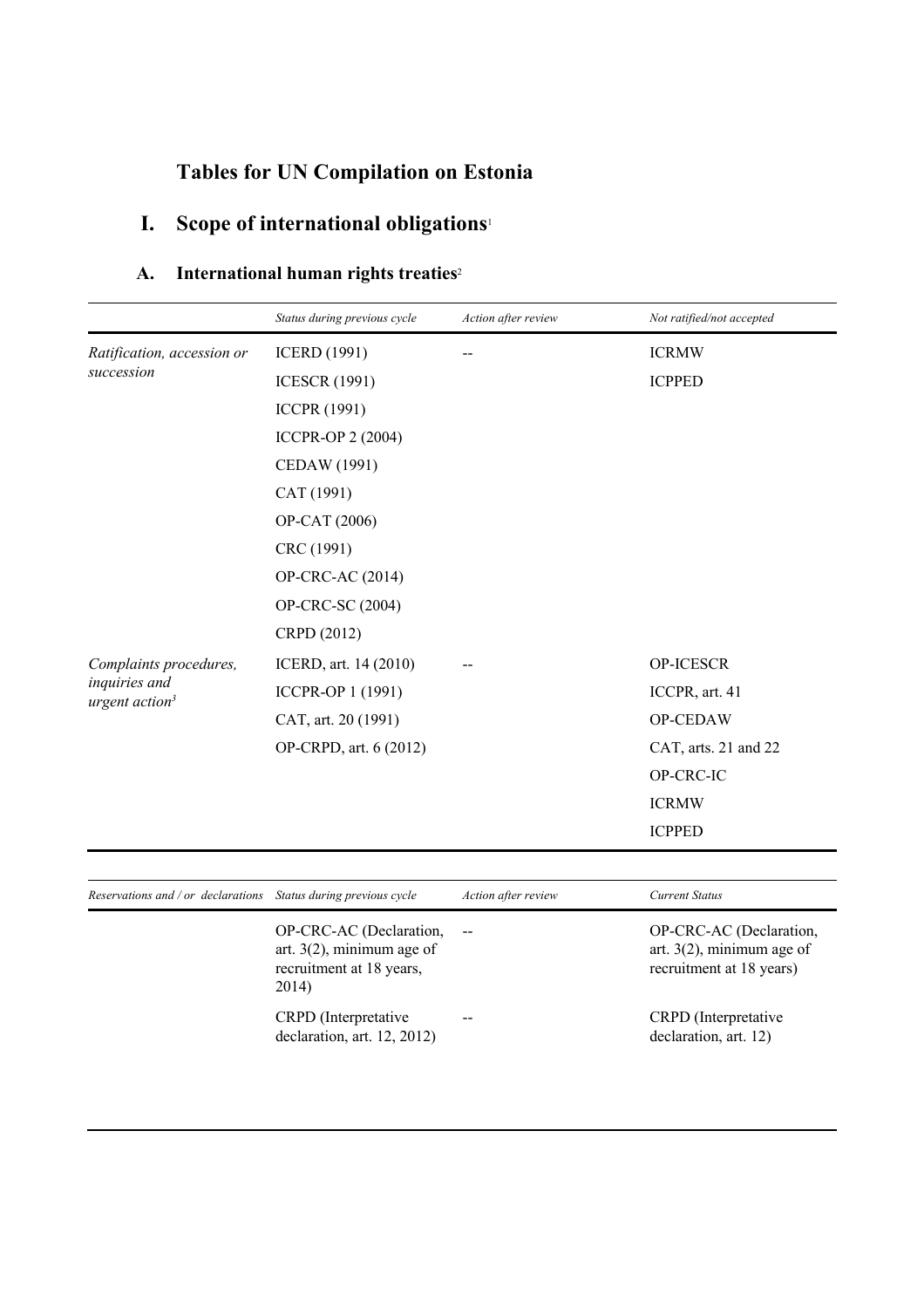# Tables for UN Compilation on Estonia

## I. Scope of international obligations[1]

### A. International human rights treaties[2]

| | *Status during previous cycle* | *Action after review* | *Not ratified/not accepted* |
|---|---|---|---|
| *Ratification, accession or succession* | ICERD (1991) | -- | ICRMW |
| | ICESCR (1991) | | ICPPED |
| | ICCPR (1991) | | |
| | ICCPR-OP 2 (2004) | | |
| | CEDAW (1991) | | |
| | CAT (1991) | | |
| | OP-CAT (2006) | | |
| | CRC (1991) | | |
| | OP-CRC-AC (2014) | | |
| | OP-CRC-SC (2004) | | |
| | CRPD (2012) | | |
| *Complaints procedures, inquiries and urgent action*[3] | ICERD, art. 14 (2010) | -- | OP-ICESCR |
| | ICCPR-OP 1 (1991) | | ICCPR, art. 41 |
| | CAT, art. 20 (1991) | | OP-CEDAW |
| | OP-CRPD, art. 6 (2012) | | CAT, arts. 21 and 22 |
| | | | OP-CRC-IC |
| | | | ICRMW |
| | | | ICPPED |

| *Reservations and / or declarations* | *Status during previous cycle* | *Action after review* | *Current Status* |
|---|---|---|---|
| | OP-CRC-AC (Declaration, art. 3(2), minimum age of recruitment at 18 years, 2014) | -- | OP-CRC-AC (Declaration, art. 3(2), minimum age of recruitment at 18 years) |
| | CRPD (Interpretative declaration, art. 12, 2012) | -- | CRPD (Interpretative declaration, art. 12) |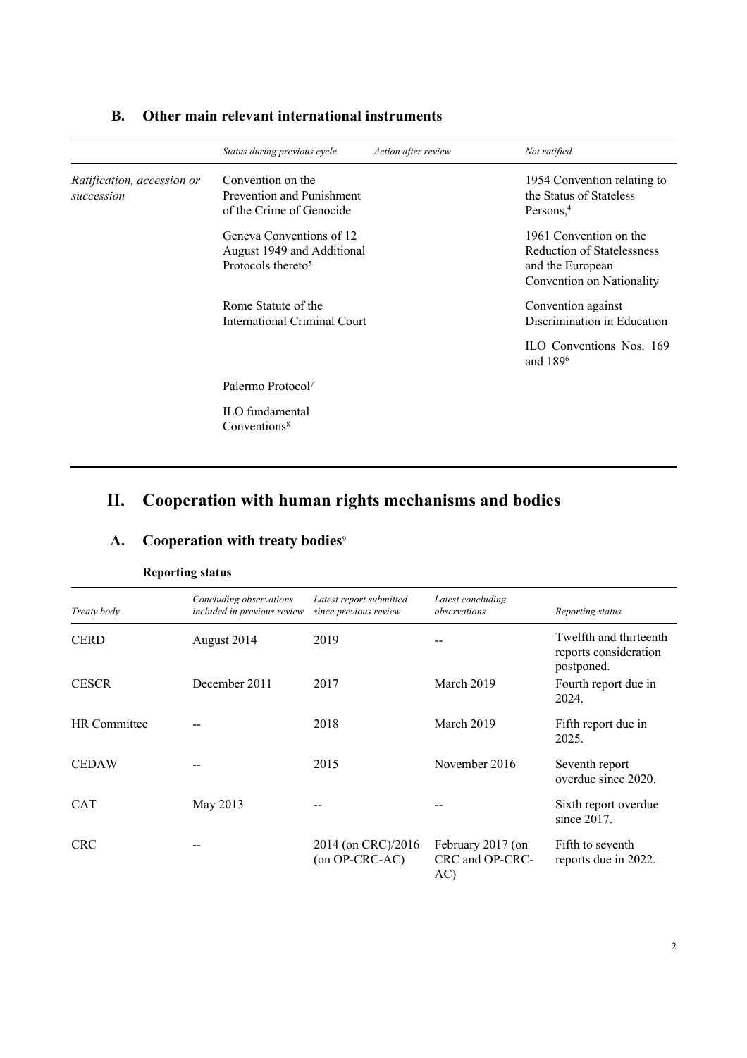## B. Other main relevant international instruments

| | *Status during previous cycle* | *Action after review* | *Not ratified* |
|---|---|---|---|
| *Ratification, accession or succession* | Convention on the Prevention and Punishment of the Crime of Genocide | | 1954 Convention relating to the Status of Stateless Persons,[4] |
| | Geneva Conventions of 12 August 1949 and Additional Protocols thereto[5] | | 1961 Convention on the Reduction of Statelessness and the European Convention on Nationality |
| | Rome Statute of the International Criminal Court | | Convention against Discrimination in Education |
| | | | ILO Conventions Nos. 169 and 189[6] |
| | Palermo Protocol[7] | | |
| | ILO fundamental Conventions[8] | | |

# II. Cooperation with human rights mechanisms and bodies

## A. Cooperation with treaty bodies[9]

### Reporting status

| *Treaty body* | *Concluding observations included in previous review* | *Latest report submitted since previous review* | *Latest concluding observations* | *Reporting status* |
|---|---|---|---|---|
| CERD | August 2014 | 2019 | -- | Twelfth and thirteenth reports consideration postponed. |
| CESCR | December 2011 | 2017 | March 2019 | Fourth report due in 2024. |
| HR Committee | -- | 2018 | March 2019 | Fifth report due in 2025. |
| CEDAW | -- | 2015 | November 2016 | Seventh report overdue since 2020. |
| CAT | May 2013 | -- | -- | Sixth report overdue since 2017. |
| CRC | -- | 2014 (on CRC)/2016 (on OP-CRC-AC) | February 2017 (on CRC and OP-CRC-AC) | Fifth to seventh reports due in 2022. |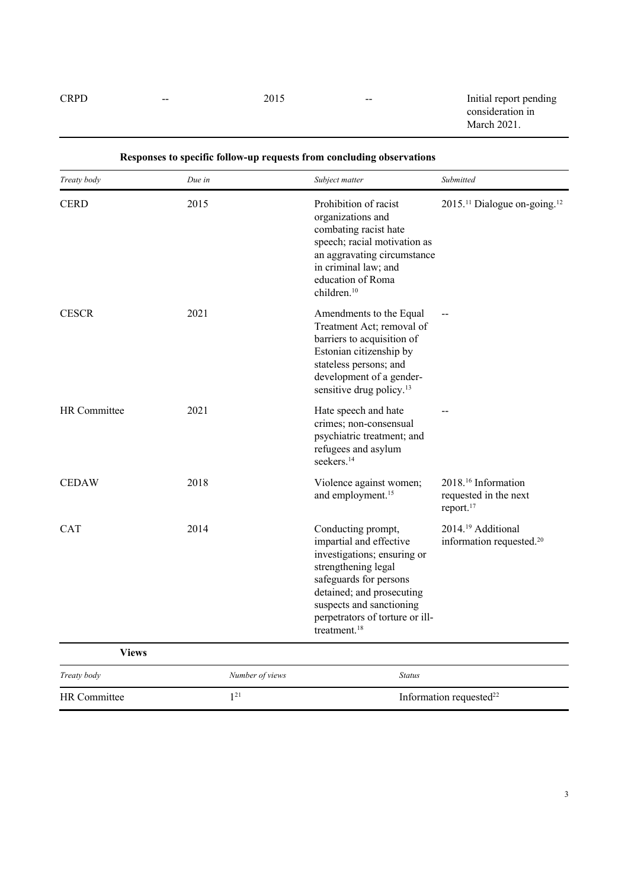| | | | | |
|---|---|---|---|---|
| CRPD | -- | 2015 | -- | Initial report pending consideration in March 2021. |

**Responses to specific follow-up requests from concluding observations**

| *Treaty body* | *Due in* | *Subject matter* | *Submitted* |
|---|---|---|---|
| CERD | 2015 | Prohibition of racist organizations and combating racist hate speech; racial motivation as an aggravating circumstance in criminal law; and education of Roma children.[10] | 2015.[11] Dialogue on-going.[12] |
| CESCR | 2021 | Amendments to the Equal Treatment Act; removal of barriers to acquisition of Estonian citizenship by stateless persons; and development of a gender-sensitive drug policy.[13] | -- |
| HR Committee | 2021 | Hate speech and hate crimes; non-consensual psychiatric treatment; and refugees and asylum seekers.[14] | -- |
| CEDAW | 2018 | Violence against women; and employment.[15] | 2018.[16] Information requested in the next report.[17] |
| CAT | 2014 | Conducting prompt, impartial and effective investigations; ensuring or strengthening legal safeguards for persons detained; and prosecuting suspects and sanctioning perpetrators of torture or ill-treatment.[18] | 2014.[19] Additional information requested.[20] |

**Views**

| *Treaty body* | *Number of views* | *Status* |
|---|---|---|
| HR Committee | 1[21] | Information requested[22] |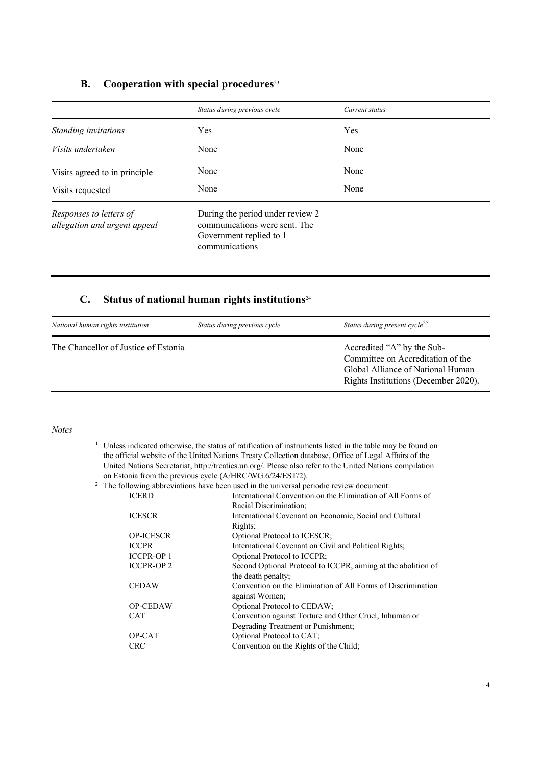## B. Cooperation with special procedures[23]

| | *Status during previous cycle* | *Current status* |
|---|---|---|
| *Standing invitations* | Yes | Yes |
| *Visits undertaken* | None | None |
| Visits agreed to in principle | None | None |
| Visits requested | None | None |
| *Responses to letters of allegation and urgent appeal* | During the period under review 2 communications were sent. The Government replied to 1 communications | |

## C. Status of national human rights institutions[24]

| *National human rights institution* | *Status during previous cycle* | *Status during present cycle*[25] |
|---|---|---|
| The Chancellor of Justice of Estonia | | Accredited "A" by the Sub-Committee on Accreditation of the Global Alliance of National Human Rights Institutions (December 2020). |

*Notes*

[1] Unless indicated otherwise, the status of ratification of instruments listed in the table may be found on the official website of the United Nations Treaty Collection database, Office of Legal Affairs of the United Nations Secretariat, http://treaties.un.org/. Please also refer to the United Nations compilation on Estonia from the previous cycle (A/HRC/WG.6/24/EST/2).

[2] The following abbreviations have been used in the universal periodic review document:

| | |
|---|---|
| ICERD | International Convention on the Elimination of All Forms of Racial Discrimination; |
| ICESCR | International Covenant on Economic, Social and Cultural Rights; |
| OP-ICESCR | Optional Protocol to ICESCR; |
| ICCPR | International Covenant on Civil and Political Rights; |
| ICCPR-OP 1 | Optional Protocol to ICCPR; |
| ICCPR-OP 2 | Second Optional Protocol to ICCPR, aiming at the abolition of the death penalty; |
| CEDAW | Convention on the Elimination of All Forms of Discrimination against Women; |
| OP-CEDAW | Optional Protocol to CEDAW; |
| CAT | Convention against Torture and Other Cruel, Inhuman or Degrading Treatment or Punishment; |
| OP-CAT | Optional Protocol to CAT; |
| CRC | Convention on the Rights of the Child; |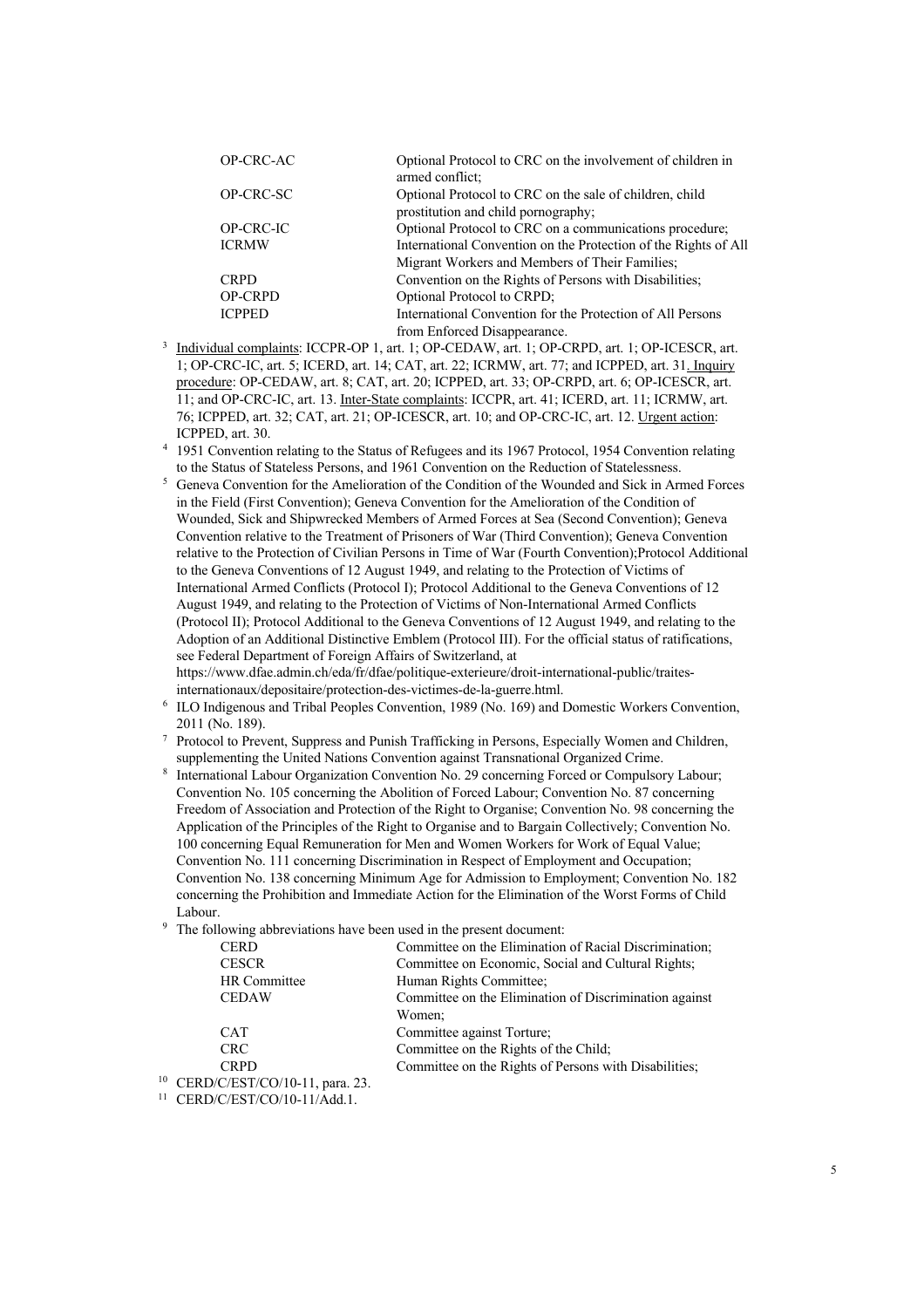| | |
|---|---|
| OP-CRC-AC | Optional Protocol to CRC on the involvement of children in armed conflict; |
| OP-CRC-SC | Optional Protocol to CRC on the sale of children, child prostitution and child pornography; |
| OP-CRC-IC | Optional Protocol to CRC on a communications procedure; |
| ICRMW | International Convention on the Protection of the Rights of All Migrant Workers and Members of Their Families; |
| CRPD | Convention on the Rights of Persons with Disabilities; |
| OP-CRPD | Optional Protocol to CRPD; |
| ICPPED | International Convention for the Protection of All Persons from Enforced Disappearance. |

[3] Individual complaints: ICCPR-OP 1, art. 1; OP-CEDAW, art. 1; OP-CRPD, art. 1; OP-ICESCR, art. 1; OP-CRC-IC, art. 5; ICERD, art. 14; CAT, art. 22; ICRMW, art. 77; and ICPPED, art. 31. Inquiry procedure: OP-CEDAW, art. 8; CAT, art. 20; ICPPED, art. 33; OP-CRPD, art. 6; OP-ICESCR, art. 11; and OP-CRC-IC, art. 13. Inter-State complaints: ICCPR, art. 41; ICERD, art. 11; ICRMW, art. 76; ICPPED, art. 32; CAT, art. 21; OP-ICESCR, art. 10; and OP-CRC-IC, art. 12. Urgent action: ICPPED, art. 30.

[4] 1951 Convention relating to the Status of Refugees and its 1967 Protocol, 1954 Convention relating to the Status of Stateless Persons, and 1961 Convention on the Reduction of Statelessness.

[5] Geneva Convention for the Amelioration of the Condition of the Wounded and Sick in Armed Forces in the Field (First Convention); Geneva Convention for the Amelioration of the Condition of Wounded, Sick and Shipwrecked Members of Armed Forces at Sea (Second Convention); Geneva Convention relative to the Treatment of Prisoners of War (Third Convention); Geneva Convention relative to the Protection of Civilian Persons in Time of War (Fourth Convention);Protocol Additional to the Geneva Conventions of 12 August 1949, and relating to the Protection of Victims of International Armed Conflicts (Protocol I); Protocol Additional to the Geneva Conventions of 12 August 1949, and relating to the Protection of Victims of Non-International Armed Conflicts (Protocol II); Protocol Additional to the Geneva Conventions of 12 August 1949, and relating to the Adoption of an Additional Distinctive Emblem (Protocol III). For the official status of ratifications, see Federal Department of Foreign Affairs of Switzerland, at https://www.dfae.admin.ch/eda/fr/dfae/politique-exterieure/droit-international-public/traites-internationaux/depositaire/protection-des-victimes-de-la-guerre.html.

[6] ILO Indigenous and Tribal Peoples Convention, 1989 (No. 169) and Domestic Workers Convention, 2011 (No. 189).

[7] Protocol to Prevent, Suppress and Punish Trafficking in Persons, Especially Women and Children, supplementing the United Nations Convention against Transnational Organized Crime.

[8] International Labour Organization Convention No. 29 concerning Forced or Compulsory Labour; Convention No. 105 concerning the Abolition of Forced Labour; Convention No. 87 concerning Freedom of Association and Protection of the Right to Organise; Convention No. 98 concerning the Application of the Principles of the Right to Organise and to Bargain Collectively; Convention No. 100 concerning Equal Remuneration for Men and Women Workers for Work of Equal Value; Convention No. 111 concerning Discrimination in Respect of Employment and Occupation; Convention No. 138 concerning Minimum Age for Admission to Employment; Convention No. 182 concerning the Prohibition and Immediate Action for the Elimination of the Worst Forms of Child Labour.

[9] The following abbreviations have been used in the present document:

| | |
|---|---|
| CERD | Committee on the Elimination of Racial Discrimination; |
| CESCR | Committee on Economic, Social and Cultural Rights; |
| HR Committee | Human Rights Committee; |
| CEDAW | Committee on the Elimination of Discrimination against Women; |
| CAT | Committee against Torture; |
| CRC | Committee on the Rights of the Child; |
| CRPD | Committee on the Rights of Persons with Disabilities; |

[10] CERD/C/EST/CO/10-11, para. 23.

[11] CERD/C/EST/CO/10-11/Add.1.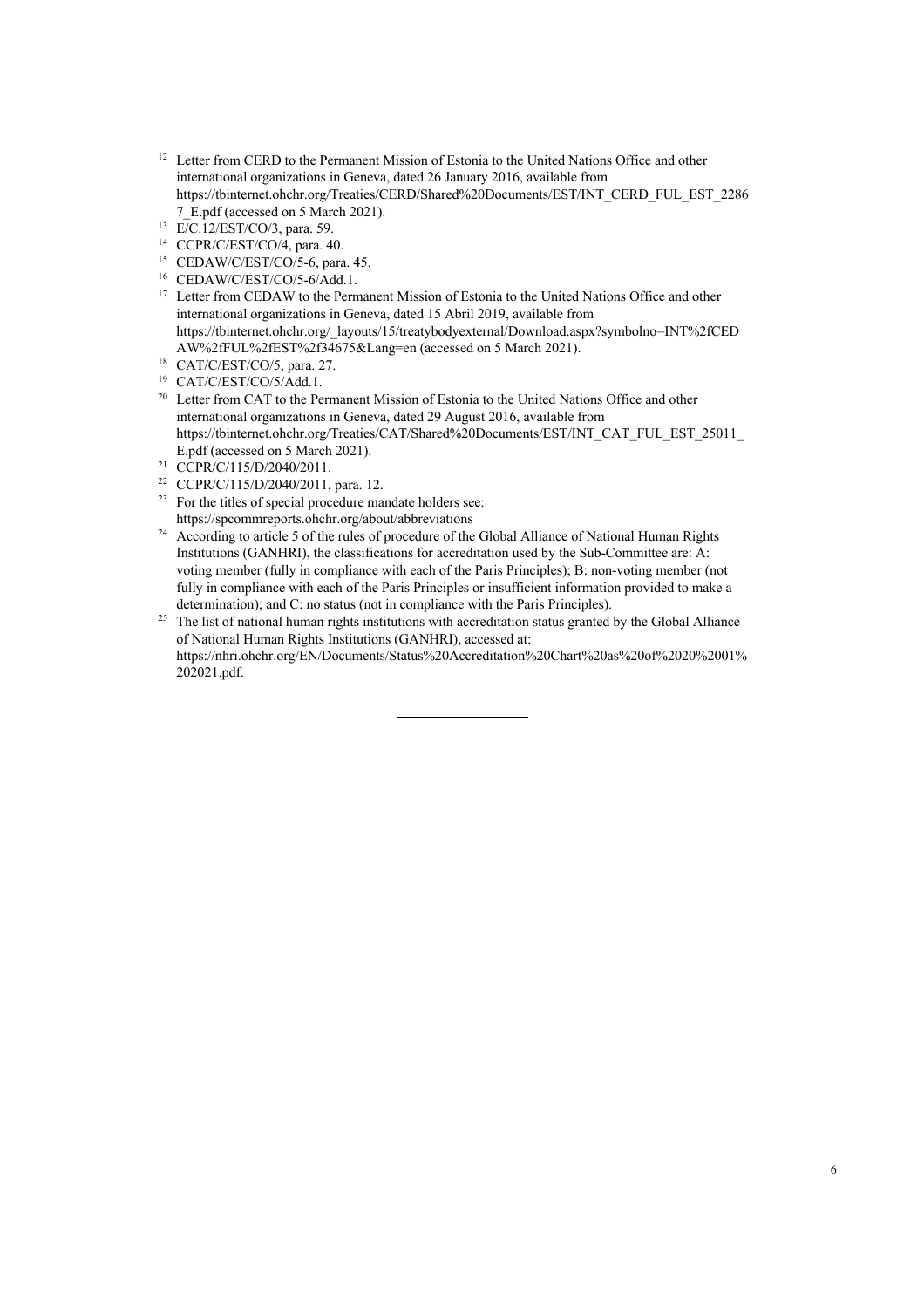[12] Letter from CERD to the Permanent Mission of Estonia to the United Nations Office and other international organizations in Geneva, dated 26 January 2016, available from https://tbinternet.ohchr.org/Treaties/CERD/Shared%20Documents/EST/INT_CERD_FUL_EST_22867_E.pdf (accessed on 5 March 2021).

[13] E/C.12/EST/CO/3, para. 59.

[14] CCPR/C/EST/CO/4, para. 40.

[15] CEDAW/C/EST/CO/5-6, para. 45.

[16] CEDAW/C/EST/CO/5-6/Add.1.

[17] Letter from CEDAW to the Permanent Mission of Estonia to the United Nations Office and other international organizations in Geneva, dated 15 Abril 2019, available from https://tbinternet.ohchr.org/_layouts/15/treatybodyexternal/Download.aspx?symbolno=INT%2fCEDAW%2fFUL%2fEST%2f34675&Lang=en (accessed on 5 March 2021).

[18] CAT/C/EST/CO/5, para. 27.

[19] CAT/C/EST/CO/5/Add.1.

[20] Letter from CAT to the Permanent Mission of Estonia to the United Nations Office and other international organizations in Geneva, dated 29 August 2016, available from https://tbinternet.ohchr.org/Treaties/CAT/Shared%20Documents/EST/INT_CAT_FUL_EST_25011_E.pdf (accessed on 5 March 2021).

[21] CCPR/C/115/D/2040/2011.

[22] CCPR/C/115/D/2040/2011, para. 12.

[23] For the titles of special procedure mandate holders see: https://spcommreports.ohchr.org/about/abbreviations

[24] According to article 5 of the rules of procedure of the Global Alliance of National Human Rights Institutions (GANHRI), the classifications for accreditation used by the Sub-Committee are: A: voting member (fully in compliance with each of the Paris Principles); B: non-voting member (not fully in compliance with each of the Paris Principles or insufficient information provided to make a determination); and C: no status (not in compliance with the Paris Principles).

[25] The list of national human rights institutions with accreditation status granted by the Global Alliance of National Human Rights Institutions (GANHRI), accessed at: https://nhri.ohchr.org/EN/Documents/Status%20Accreditation%20Chart%20as%20of%2020%2001%202021.pdf.